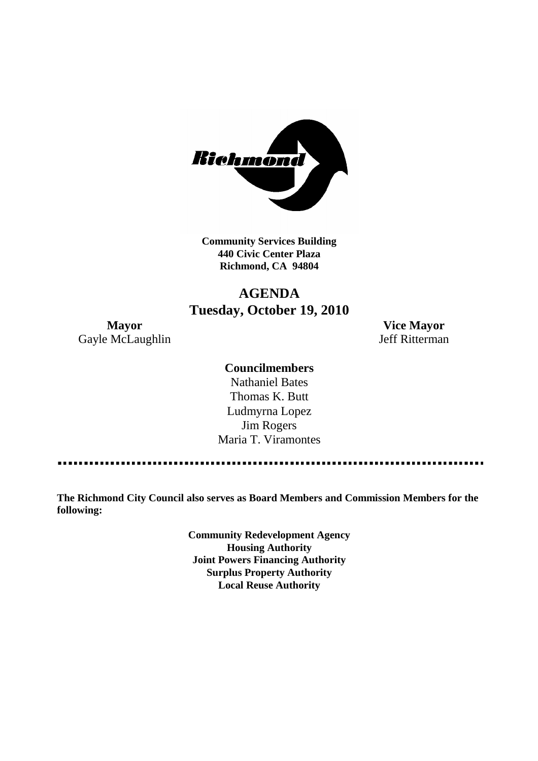**Community Services Building**
**440 Civic Center Plaza**
**Richmond, CA 94804**

# AGENDA
## Tuesday, October 19, 2010

**Mayor**
Gayle McLaughlin

**Vice Mayor**
Jeff Ritterman

**Councilmembers**
Nathaniel Bates
Thomas K. Butt
Ludmyrna Lopez
Jim Rogers
Maria T. Viramontes

---

**The Richmond City Council also serves as Board Members and Commission Members for the following:**

**Community Redevelopment Agency**
**Housing Authority**
**Joint Powers Financing Authority**
**Surplus Property Authority**
**Local Reuse Authority**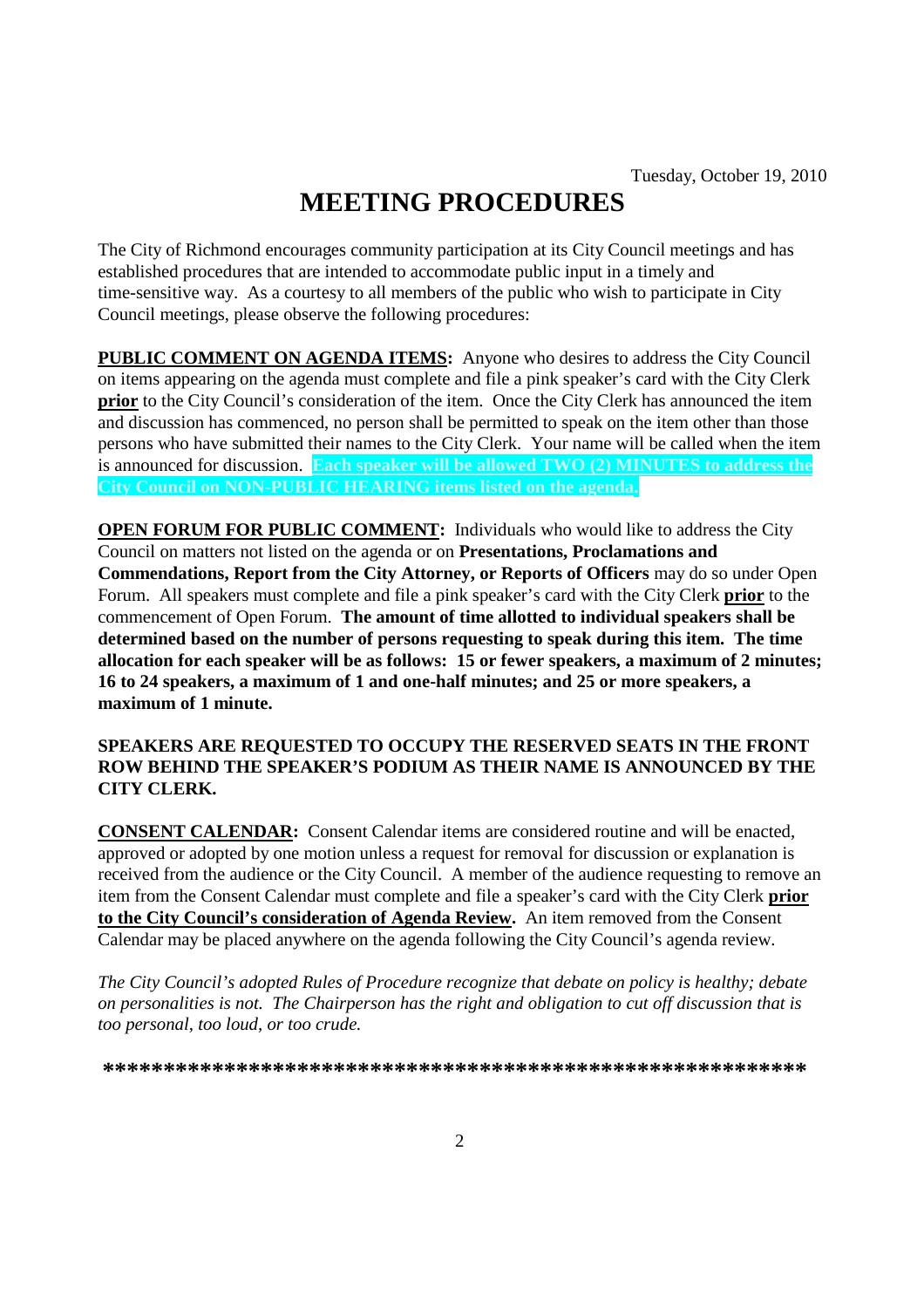Tuesday, October 19, 2010

# MEETING PROCEDURES

The City of Richmond encourages community participation at its City Council meetings and has established procedures that are intended to accommodate public input in a timely and time-sensitive way. As a courtesy to all members of the public who wish to participate in City Council meetings, please observe the following procedures:

**PUBLIC COMMENT ON AGENDA ITEMS:** Anyone who desires to address the City Council on items appearing on the agenda must complete and file a pink speaker's card with the City Clerk **prior** to the City Council's consideration of the item. Once the City Clerk has announced the item and discussion has commenced, no person shall be permitted to speak on the item other than those persons who have submitted their names to the City Clerk. Your name will be called when the item is announced for discussion. **Each speaker will be allowed TWO (2) MINUTES to address the City Council on NON-PUBLIC HEARING items listed on the agenda.**

**OPEN FORUM FOR PUBLIC COMMENT:** Individuals who would like to address the City Council on matters not listed on the agenda or on **Presentations, Proclamations and Commendations, Report from the City Attorney, or Reports of Officers** may do so under Open Forum. All speakers must complete and file a pink speaker's card with the City Clerk **prior** to the commencement of Open Forum. **The amount of time allotted to individual speakers shall be determined based on the number of persons requesting to speak during this item. The time allocation for each speaker will be as follows: 15 or fewer speakers, a maximum of 2 minutes; 16 to 24 speakers, a maximum of 1 and one-half minutes; and 25 or more speakers, a maximum of 1 minute.**

**SPEAKERS ARE REQUESTED TO OCCUPY THE RESERVED SEATS IN THE FRONT ROW BEHIND THE SPEAKER'S PODIUM AS THEIR NAME IS ANNOUNCED BY THE CITY CLERK.**

**CONSENT CALENDAR:** Consent Calendar items are considered routine and will be enacted, approved or adopted by one motion unless a request for removal for discussion or explanation is received from the audience or the City Council. A member of the audience requesting to remove an item from the Consent Calendar must complete and file a speaker's card with the City Clerk **prior to the City Council's consideration of Agenda Review.** An item removed from the Consent Calendar may be placed anywhere on the agenda following the City Council's agenda review.

*The City Council's adopted Rules of Procedure recognize that debate on policy is healthy; debate on personalities is not. The Chairperson has the right and obligation to cut off discussion that is too personal, too loud, or too crude.*

**\*\*\*\*\*\*\*\*\*\*\*\*\*\*\*\*\*\*\*\*\*\*\*\*\*\*\*\*\*\*\*\*\*\*\*\*\*\*\*\*\*\*\*\*\*\*\*\*\*\*\*\*\*\*\*\*\*\***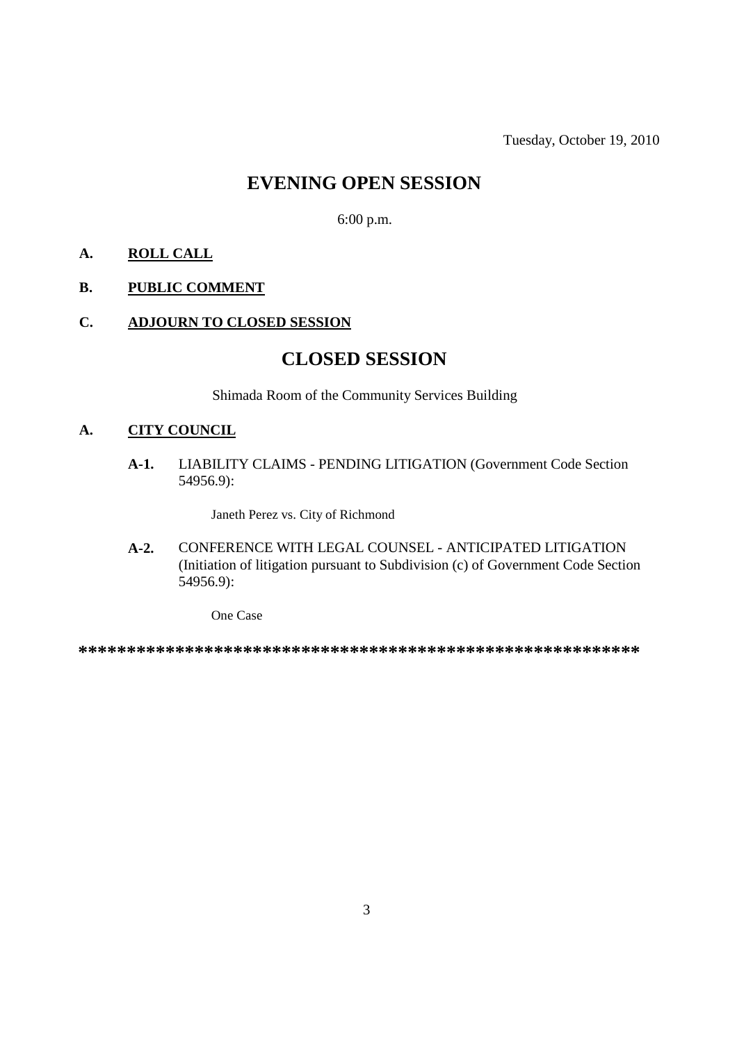Tuesday, October 19, 2010

# EVENING OPEN SESSION

6:00 p.m.

**A. ROLL CALL**

**B. PUBLIC COMMENT**

**C. ADJOURN TO CLOSED SESSION**

# CLOSED SESSION

Shimada Room of the Community Services Building

**A. CITY COUNCIL**

**A-1.** LIABILITY CLAIMS - PENDING LITIGATION (Government Code Section 54956.9):

Janeth Perez vs. City of Richmond

**A-2.** CONFERENCE WITH LEGAL COUNSEL - ANTICIPATED LITIGATION (Initiation of litigation pursuant to Subdivision (c) of Government Code Section 54956.9):

One Case

**************************************************************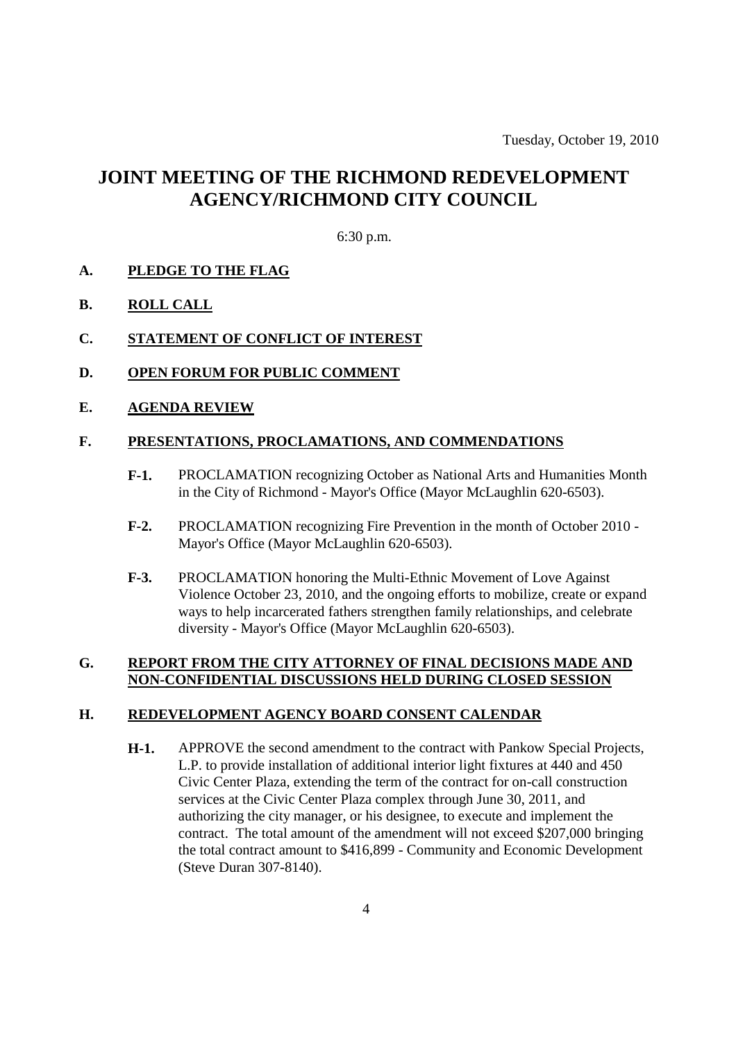Tuesday, October 19, 2010

# JOINT MEETING OF THE RICHMOND REDEVELOPMENT AGENCY/RICHMOND CITY COUNCIL

6:30 p.m.

**A. PLEDGE TO THE FLAG**

**B. ROLL CALL**

**C. STATEMENT OF CONFLICT OF INTEREST**

**D. OPEN FORUM FOR PUBLIC COMMENT**

**E. AGENDA REVIEW**

**F. PRESENTATIONS, PROCLAMATIONS, AND COMMENDATIONS**

**F-1.** PROCLAMATION recognizing October as National Arts and Humanities Month in the City of Richmond - Mayor's Office (Mayor McLaughlin 620-6503).

**F-2.** PROCLAMATION recognizing Fire Prevention in the month of October 2010 - Mayor's Office (Mayor McLaughlin 620-6503).

**F-3.** PROCLAMATION honoring the Multi-Ethnic Movement of Love Against Violence October 23, 2010, and the ongoing efforts to mobilize, create or expand ways to help incarcerated fathers strengthen family relationships, and celebrate diversity - Mayor's Office (Mayor McLaughlin 620-6503).

**G. REPORT FROM THE CITY ATTORNEY OF FINAL DECISIONS MADE AND NON-CONFIDENTIAL DISCUSSIONS HELD DURING CLOSED SESSION**

**H. REDEVELOPMENT AGENCY BOARD CONSENT CALENDAR**

**H-1.** APPROVE the second amendment to the contract with Pankow Special Projects, L.P. to provide installation of additional interior light fixtures at 440 and 450 Civic Center Plaza, extending the term of the contract for on-call construction services at the Civic Center Plaza complex through June 30, 2011, and authorizing the city manager, or his designee, to execute and implement the contract. The total amount of the amendment will not exceed $207,000 bringing the total contract amount to $416,899 - Community and Economic Development (Steve Duran 307-8140).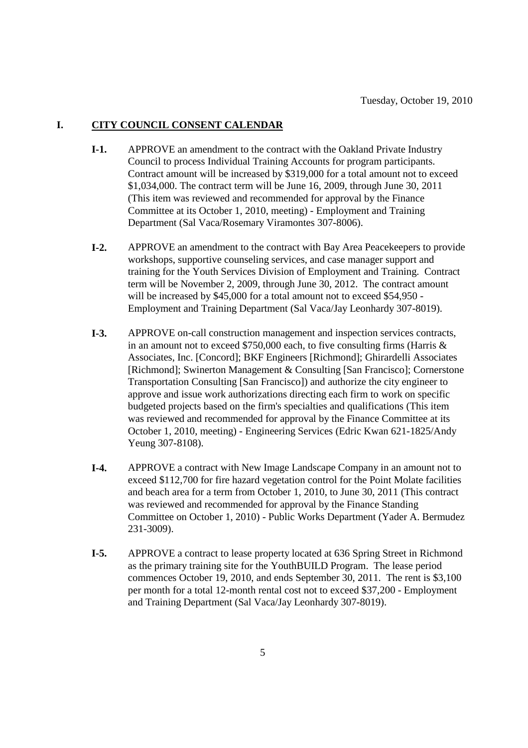Tuesday, October 19, 2010

## I. CITY COUNCIL CONSENT CALENDAR

**I-1.** APPROVE an amendment to the contract with the Oakland Private Industry Council to process Individual Training Accounts for program participants. Contract amount will be increased by $319,000 for a total amount not to exceed $1,034,000. The contract term will be June 16, 2009, through June 30, 2011 (This item was reviewed and recommended for approval by the Finance Committee at its October 1, 2010, meeting) - Employment and Training Department (Sal Vaca/Rosemary Viramontes 307-8006).

**I-2.** APPROVE an amendment to the contract with Bay Area Peacekeepers to provide workshops, supportive counseling services, and case manager support and training for the Youth Services Division of Employment and Training. Contract term will be November 2, 2009, through June 30, 2012. The contract amount will be increased by $45,000 for a total amount not to exceed $54,950 - Employment and Training Department (Sal Vaca/Jay Leonhardy 307-8019).

**I-3.** APPROVE on-call construction management and inspection services contracts, in an amount not to exceed $750,000 each, to five consulting firms (Harris & Associates, Inc. [Concord]; BKF Engineers [Richmond]; Ghirardelli Associates [Richmond]; Swinerton Management & Consulting [San Francisco]; Cornerstone Transportation Consulting [San Francisco]) and authorize the city engineer to approve and issue work authorizations directing each firm to work on specific budgeted projects based on the firm's specialties and qualifications (This item was reviewed and recommended for approval by the Finance Committee at its October 1, 2010, meeting) - Engineering Services (Edric Kwan 621-1825/Andy Yeung 307-8108).

**I-4.** APPROVE a contract with New Image Landscape Company in an amount not to exceed $112,700 for fire hazard vegetation control for the Point Molate facilities and beach area for a term from October 1, 2010, to June 30, 2011 (This contract was reviewed and recommended for approval by the Finance Standing Committee on October 1, 2010) - Public Works Department (Yader A. Bermudez 231-3009).

**I-5.** APPROVE a contract to lease property located at 636 Spring Street in Richmond as the primary training site for the YouthBUILD Program. The lease period commences October 19, 2010, and ends September 30, 2011. The rent is $3,100 per month for a total 12-month rental cost not to exceed $37,200 - Employment and Training Department (Sal Vaca/Jay Leonhardy 307-8019).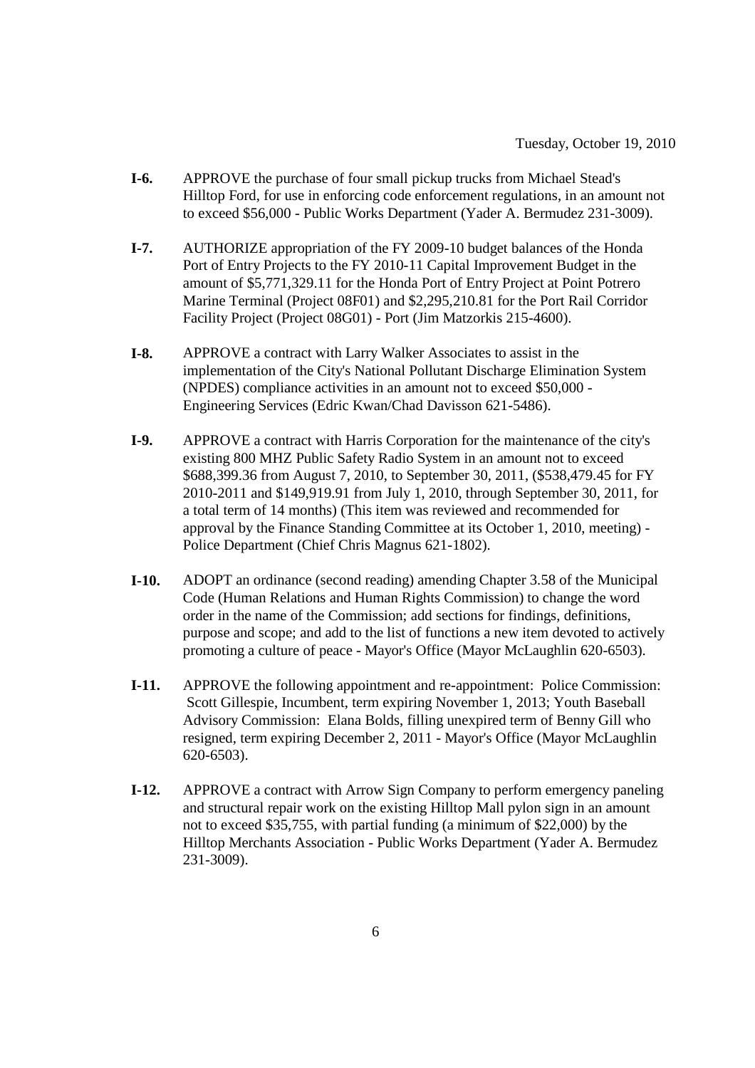Tuesday, October 19, 2010

**I-6.** APPROVE the purchase of four small pickup trucks from Michael Stead's Hilltop Ford, for use in enforcing code enforcement regulations, in an amount not to exceed $56,000 - Public Works Department (Yader A. Bermudez 231-3009).

**I-7.** AUTHORIZE appropriation of the FY 2009-10 budget balances of the Honda Port of Entry Projects to the FY 2010-11 Capital Improvement Budget in the amount of $5,771,329.11 for the Honda Port of Entry Project at Point Potrero Marine Terminal (Project 08F01) and $2,295,210.81 for the Port Rail Corridor Facility Project (Project 08G01) - Port (Jim Matzorkis 215-4600).

**I-8.** APPROVE a contract with Larry Walker Associates to assist in the implementation of the City's National Pollutant Discharge Elimination System (NPDES) compliance activities in an amount not to exceed $50,000 - Engineering Services (Edric Kwan/Chad Davisson 621-5486).

**I-9.** APPROVE a contract with Harris Corporation for the maintenance of the city's existing 800 MHZ Public Safety Radio System in an amount not to exceed $688,399.36 from August 7, 2010, to September 30, 2011, ($538,479.45 for FY 2010-2011 and $149,919.91 from July 1, 2010, through September 30, 2011, for a total term of 14 months) (This item was reviewed and recommended for approval by the Finance Standing Committee at its October 1, 2010, meeting) - Police Department (Chief Chris Magnus 621-1802).

**I-10.** ADOPT an ordinance (second reading) amending Chapter 3.58 of the Municipal Code (Human Relations and Human Rights Commission) to change the word order in the name of the Commission; add sections for findings, definitions, purpose and scope; and add to the list of functions a new item devoted to actively promoting a culture of peace - Mayor's Office (Mayor McLaughlin 620-6503).

**I-11.** APPROVE the following appointment and re-appointment: Police Commission: Scott Gillespie, Incumbent, term expiring November 1, 2013; Youth Baseball Advisory Commission: Elana Bolds, filling unexpired term of Benny Gill who resigned, term expiring December 2, 2011 - Mayor's Office (Mayor McLaughlin 620-6503).

**I-12.** APPROVE a contract with Arrow Sign Company to perform emergency paneling and structural repair work on the existing Hilltop Mall pylon sign in an amount not to exceed $35,755, with partial funding (a minimum of $22,000) by the Hilltop Merchants Association - Public Works Department (Yader A. Bermudez 231-3009).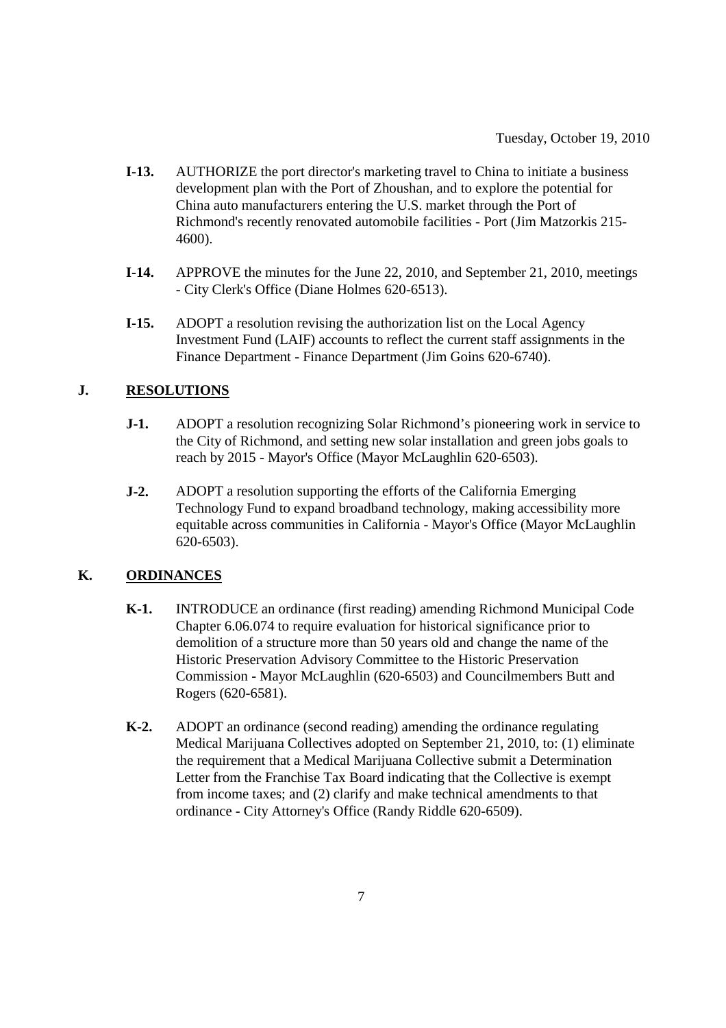- **I-13.** AUTHORIZE the port director's marketing travel to China to initiate a business development plan with the Port of Zhoushan, and to explore the potential for China auto manufacturers entering the U.S. market through the Port of Richmond's recently renovated automobile facilities - Port (Jim Matzorkis 215-4600).

- **I-14.** APPROVE the minutes for the June 22, 2010, and September 21, 2010, meetings - City Clerk's Office (Diane Holmes 620-6513).

- **I-15.** ADOPT a resolution revising the authorization list on the Local Agency Investment Fund (LAIF) accounts to reflect the current staff assignments in the Finance Department - Finance Department (Jim Goins 620-6740).

## J. RESOLUTIONS

- **J-1.** ADOPT a resolution recognizing Solar Richmond's pioneering work in service to the City of Richmond, and setting new solar installation and green jobs goals to reach by 2015 - Mayor's Office (Mayor McLaughlin 620-6503).

- **J-2.** ADOPT a resolution supporting the efforts of the California Emerging Technology Fund to expand broadband technology, making accessibility more equitable across communities in California - Mayor's Office (Mayor McLaughlin 620-6503).

## K. ORDINANCES

- **K-1.** INTRODUCE an ordinance (first reading) amending Richmond Municipal Code Chapter 6.06.074 to require evaluation for historical significance prior to demolition of a structure more than 50 years old and change the name of the Historic Preservation Advisory Committee to the Historic Preservation Commission - Mayor McLaughlin (620-6503) and Councilmembers Butt and Rogers (620-6581).

- **K-2.** ADOPT an ordinance (second reading) amending the ordinance regulating Medical Marijuana Collectives adopted on September 21, 2010, to: (1) eliminate the requirement that a Medical Marijuana Collective submit a Determination Letter from the Franchise Tax Board indicating that the Collective is exempt from income taxes; and (2) clarify and make technical amendments to that ordinance - City Attorney's Office (Randy Riddle 620-6509).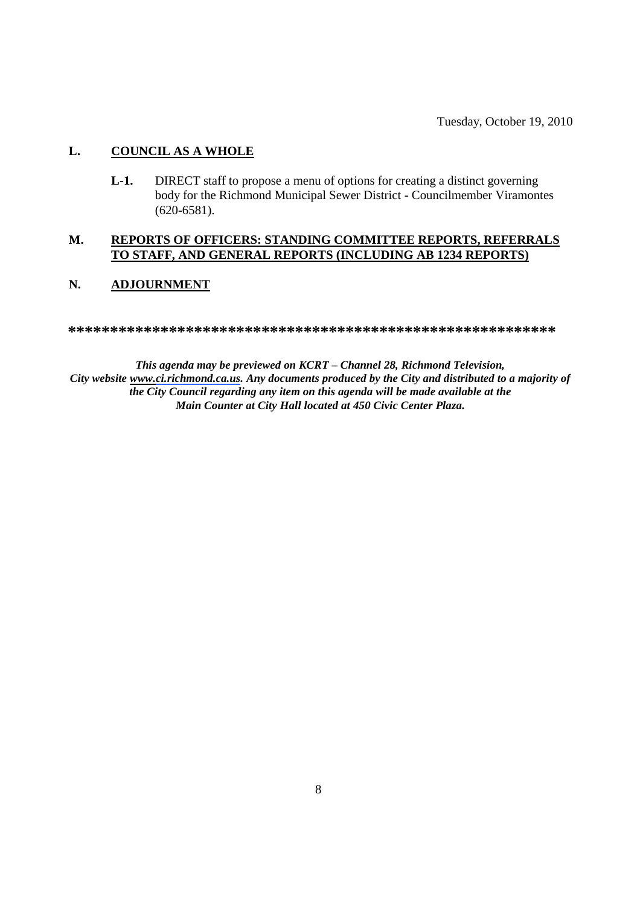Tuesday, October 19, 2010

## L. COUNCIL AS A WHOLE

**L-1.** DIRECT staff to propose a menu of options for creating a distinct governing body for the Richmond Municipal Sewer District - Councilmember Viramontes (620-6581).

## M. REPORTS OF OFFICERS: STANDING COMMITTEE REPORTS, REFERRALS TO STAFF, AND GENERAL REPORTS (INCLUDING AB 1234 REPORTS)

## N. ADJOURNMENT

**********************************************************

***This agenda may be previewed on KCRT – Channel 28, Richmond Television, City website www.ci.richmond.ca.us. Any documents produced by the City and distributed to a majority of the City Council regarding any item on this agenda will be made available at the Main Counter at City Hall located at 450 Civic Center Plaza.***